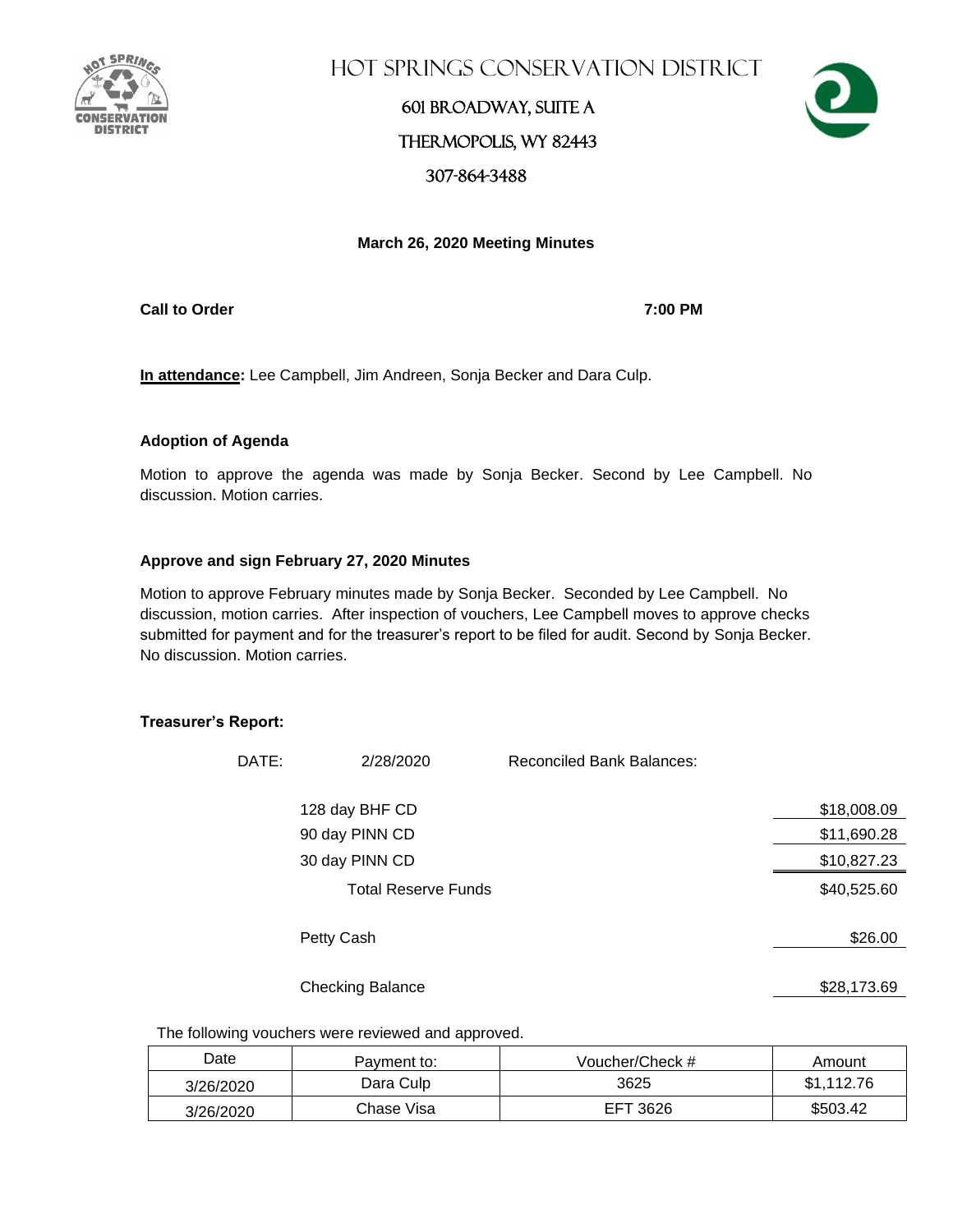# Hot Springs Conservation District

601 Broadway, Suite A

Thermopolis, WY 82443

307-864-3488

**March 26, 2020 Meeting Minutes**

**Call to Order** **7:00 PM**

**In attendance:** Lee Campbell, Jim Andreen, Sonja Becker and Dara Culp.

### Adoption of Agenda

Motion to approve the agenda was made by Sonja Becker. Second by Lee Campbell. No discussion. Motion carries.

### Approve and sign February 27, 2020 Minutes

Motion to approve February minutes made by Sonja Becker. Seconded by Lee Campbell. No discussion, motion carries. After inspection of vouchers, Lee Campbell moves to approve checks submitted for payment and for the treasurer's report to be filed for audit. Second by Sonja Becker. No discussion. Motion carries.

### Treasurer's Report:

DATE: 2/28/2020 Reconciled Bank Balances:

| | |
|---|---|
| 128 day BHF CD | $18,008.09 |
| 90 day PINN CD | $11,690.28 |
| 30 day PINN CD | $10,827.23 |
| Total Reserve Funds | $40,525.60 |
| Petty Cash | $26.00 |
| Checking Balance | $28,173.69 |

The following vouchers were reviewed and approved.

| Date | Payment to: | Voucher/Check # | Amount |
|---|---|---|---|
| 3/26/2020 | Dara Culp | 3625 | $1,112.76 |
| 3/26/2020 | Chase Visa | EFT 3626 | $503.42 |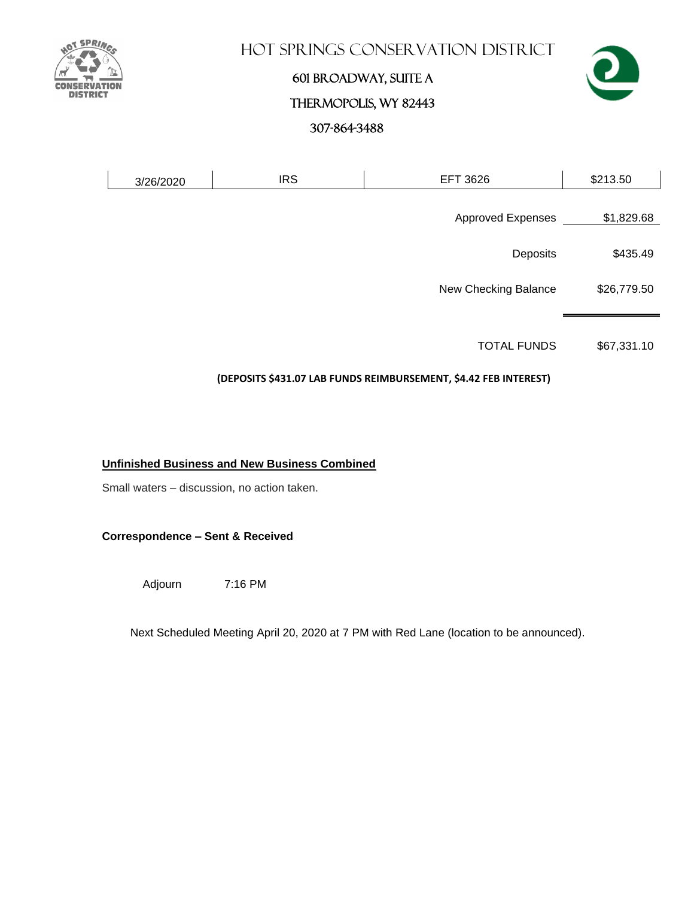# Hot Springs Conservation District

601 Broadway, Suite A

Thermopolis, WY 82443

307-864-3488

| 3/26/2020 | IRS | EFT 3626 | $213.50 |
|---|---|---|---|
| | | Approved Expenses | $1,829.68 |
| | | Deposits | $435.49 |
| | | New Checking Balance | $26,779.50 |
| | | TOTAL FUNDS | $67,331.10 |

**(DEPOSITS $431.07 LAB FUNDS REIMBURSEMENT, $4.42 FEB INTEREST)**

**Unfinished Business and New Business Combined**

Small waters – discussion, no action taken.

**Correspondence – Sent & Received**

Adjourn 7:16 PM

Next Scheduled Meeting April 20, 2020 at 7 PM with Red Lane (location to be announced).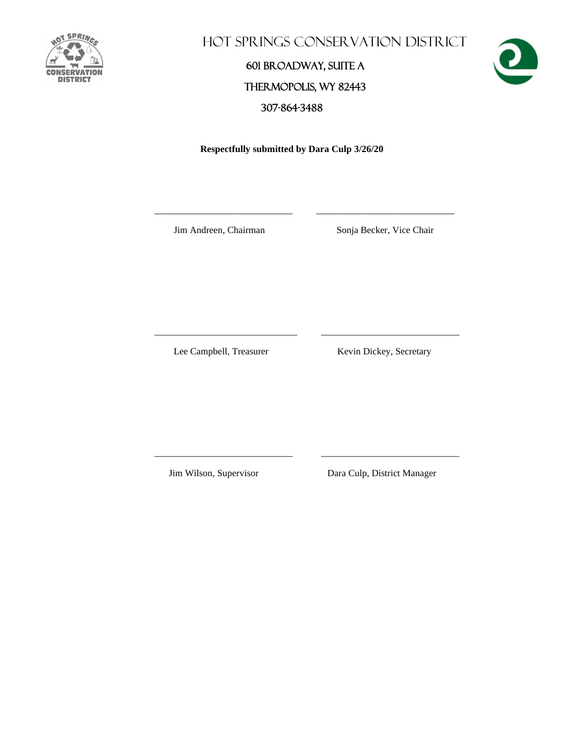# Hot Springs Conservation District

601 Broadway, Suite A

Thermopolis, WY 82443

307-864-3488

**Respectfully submitted by Dara Culp 3/26/20**

| | |
|---|---|
| ____________________________ | ____________________________ |
| Jim Andreen, Chairman | Sonja Becker, Vice Chair |
| ____________________________ | ____________________________ |
| Lee Campbell, Treasurer | Kevin Dickey, Secretary |
| ____________________________ | ____________________________ |
| Jim Wilson, Supervisor | Dara Culp, District Manager |